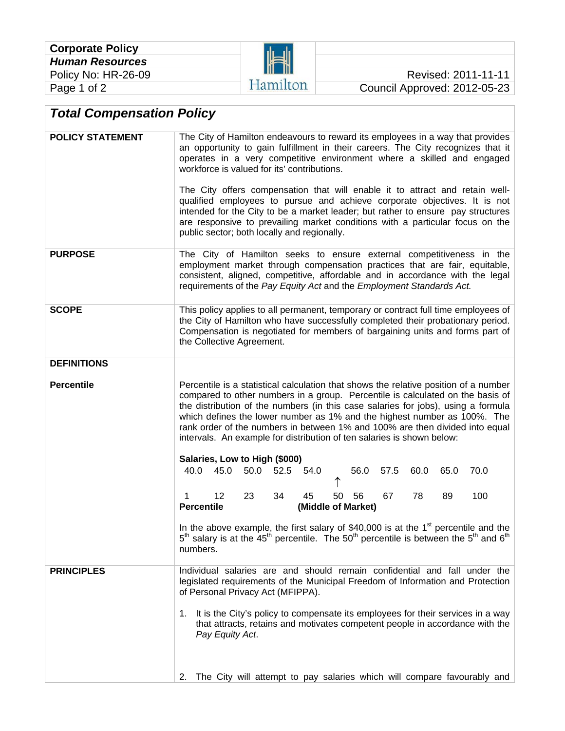| Corporate Policy | | |
|---|---|---|
| ***Human Resources*** | | |
| Policy No: HR-26-09 | | Revised: 2011-11-11 |
| | Hamilton | Council Approved: 2012-05-23 |

## *Total Compensation Policy*

**POLICY STATEMENT**

The City of Hamilton endeavours to reward its employees in a way that provides an opportunity to gain fulfillment in their careers. The City recognizes that it operates in a very competitive environment where a skilled and engaged workforce is valued for its' contributions.

The City offers compensation that will enable it to attract and retain well-qualified employees to pursue and achieve corporate objectives. It is not intended for the City to be a market leader; but rather to ensure pay structures are responsive to prevailing market conditions with a particular focus on the public sector; both locally and regionally.

**PURPOSE**

The City of Hamilton seeks to ensure external competitiveness in the employment market through compensation practices that are fair, equitable, consistent, aligned, competitive, affordable and in accordance with the legal requirements of the *Pay Equity Act* and the *Employment Standards Act.*

**SCOPE**

This policy applies to all permanent, temporary or contract full time employees of the City of Hamilton who have successfully completed their probationary period. Compensation is negotiated for members of bargaining units and forms part of the Collective Agreement.

**DEFINITIONS**

**Percentile**

Percentile is a statistical calculation that shows the relative position of a number compared to other numbers in a group. Percentile is calculated on the basis of the distribution of the numbers (in this case salaries for jobs), using a formula which defines the lower number as 1% and the highest number as 100%. The rank order of the numbers in between 1% and 100% are then divided into equal intervals. An example for distribution of ten salaries is shown below:

**Salaries, Low to High ($000)**

| 40.0 | 45.0 | 50.0 | 52.5 | 54.0 | ↑ | 56.0 | 57.5 | 60.0 | 65.0 | 70.0 |
|---|---|---|---|---|---|---|---|---|---|---|
| 1 | 12 | 23 | 34 | 45 | 50 | 56 | 67 | 78 | 89 | 100 |
| **Percentile** | | | | | **(Middle of Market)** | | | | | |

In the above example, the first salary of $40,000 is at the 1st percentile and the 5th salary is at the 45th percentile. The 50th percentile is between the 5th and 6th numbers.

**PRINCIPLES**

Individual salaries are and should remain confidential and fall under the legislated requirements of the Municipal Freedom of Information and Protection of Personal Privacy Act (MFIPPA).

1. It is the City's policy to compensate its employees for their services in a way that attracts, retains and motivates competent people in accordance with the *Pay Equity Act*.

2. The City will attempt to pay salaries which will compare favourably and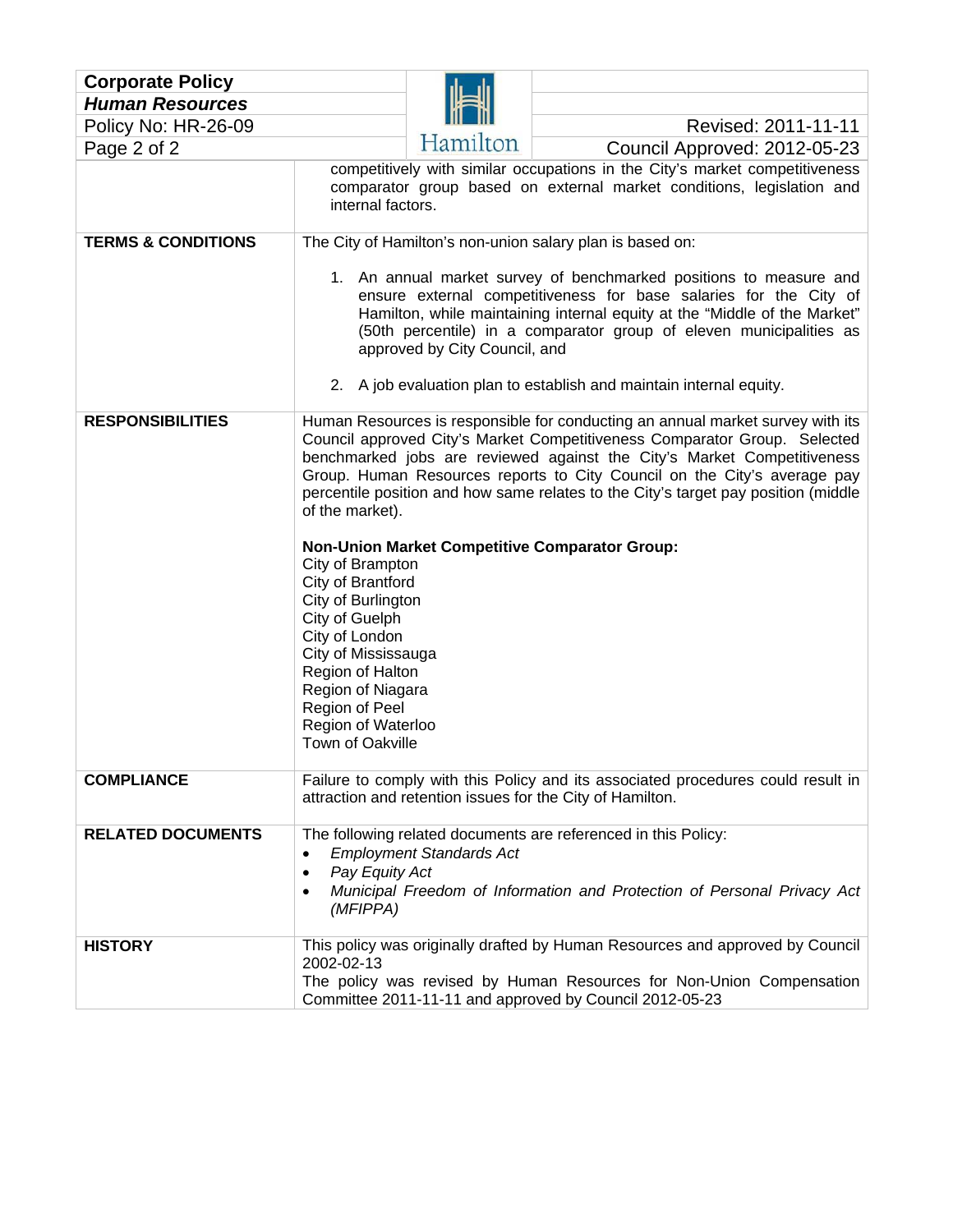| | |
|---|---|
| | competitively with similar occupations in the City's market competitiveness comparator group based on external market conditions, legislation and internal factors. |
| **TERMS & CONDITIONS** | The City of Hamilton's non-union salary plan is based on:<br><br>1. An annual market survey of benchmarked positions to measure and ensure external competitiveness for base salaries for the City of Hamilton, while maintaining internal equity at the "Middle of the Market" (50th percentile) in a comparator group of eleven municipalities as approved by City Council, and<br><br>2. A job evaluation plan to establish and maintain internal equity. |
| **RESPONSIBILITIES** | Human Resources is responsible for conducting an annual market survey with its Council approved City's Market Competitiveness Comparator Group. Selected benchmarked jobs are reviewed against the City's Market Competitiveness Group. Human Resources reports to City Council on the City's average pay percentile position and how same relates to the City's target pay position (middle of the market).<br><br>**Non-Union Market Competitive Comparator Group:**<br>City of Brampton<br>City of Brantford<br>City of Burlington<br>City of Guelph<br>City of London<br>City of Mississauga<br>Region of Halton<br>Region of Niagara<br>Region of Peel<br>Region of Waterloo<br>Town of Oakville |
| **COMPLIANCE** | Failure to comply with this Policy and its associated procedures could result in attraction and retention issues for the City of Hamilton. |
| **RELATED DOCUMENTS** | The following related documents are referenced in this Policy:<br>• *Employment Standards Act*<br>• *Pay Equity Act*<br>• *Municipal Freedom of Information and Protection of Personal Privacy Act (MFIPPA)* |
| **HISTORY** | This policy was originally drafted by Human Resources and approved by Council 2002-02-13<br>The policy was revised by Human Resources for Non-Union Compensation Committee 2011-11-11 and approved by Council 2012-05-23 |